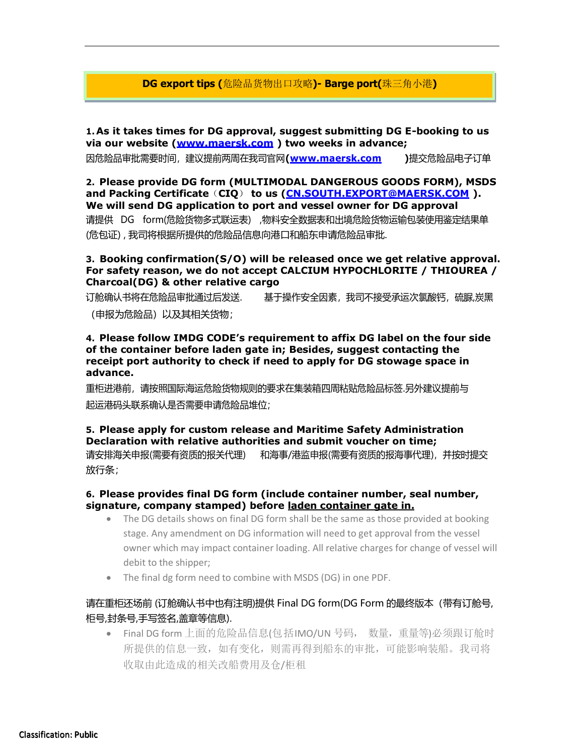**DG export tips (危险品货物出口攻略)- Barge port(珠三角小港)**

**1. As it takes times for DG approval, suggest submitting DG E-booking to us via our website (www.maersk.com ) two weeks in advance;**

因危险品审批需要时间，建议提前两周在我司官网(**www.maersk.com** )提交危险品电子订单

**2. Please provide DG form (MULTIMODAL DANGEROUS GOODS FORM), MSDS and Packing Certificate（CIQ） to us (CN.SOUTH.EXPORT@MAERSK.COM ). We will send DG application to port and vessel owner for DG approval**

请提供 DG form(危险货物多式联运表) ,物料安全数据表和出境危险货物运输包装使用鉴定结果单(危包证) , 我司将根据所提供的危险品信息向港口和船东申请危险品审批.

**3. Booking confirmation(S/O) will be released once we get relative approval. For safety reason, we do not accept CALCIUM HYPOCHLORITE / THIOUREA / Charcoal(DG) & other relative cargo**

订舱确认书将在危险品审批通过后发送. 基于操作安全因素，我司不接受承运次氯酸钙，硫脲,炭黑（申报为危险品）以及其相关货物;

**4. Please follow IMDG CODE's requirement to affix DG label on the four side of the container before laden gate in; Besides, suggest contacting the receipt port authority to check if need to apply for DG stowage space in advance.**

重柜进港前，请按照国际海运危险货物规则的要求在集装箱四周粘贴危险品标签.另外建议提前与起运港码头联系确认是否需要申请危险品堆位;

**5. Please apply for custom release and Maritime Safety Administration Declaration with relative authorities and submit voucher on time;**

请安排海关申报(需要有资质的报关代理) 和海事/港监申报(需要有资质的报海事代理)，并按时提交放行条;

**6. Please provides final DG form (include container number, seal number, signature, company stamped) before laden container gate in.**

- The DG details shows on final DG form shall be the same as those provided at booking stage. Any amendment on DG information will need to get approval from the vessel owner which may impact container loading. All relative charges for change of vessel will debit to the shipper;
- The final dg form need to combine with MSDS (DG) in one PDF.

请在重柜还场前 (订舱确认书中也有注明)提供 Final DG form(DG Form 的最终版本（带有订舱号,柜号,封条号,手写签名,盖章等信息).

- Final DG form 上面的危险品信息(包括IMO/UN 号码， 数量，重量等)必须跟订舱时所提供的信息一致，如有变化，则需再得到船东的审批，可能影响装船。我司将收取由此造成的相关改船费用及仓/柜租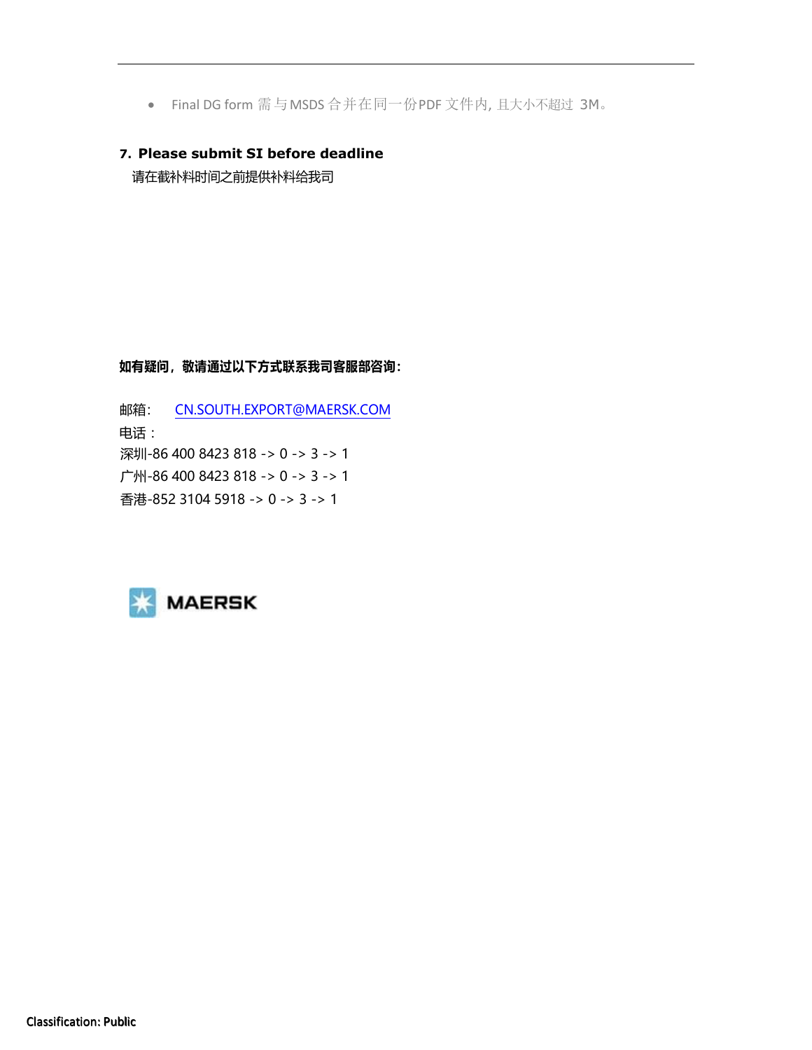- Final DG form 需与MSDS合并在同一份PDF文件内, 且大小不超过 3M。

**7. Please submit SI before deadline**

请在截补料时间之前提供补料给我司

**如有疑问，敬请通过以下方式联系我司客服部咨询：**

邮箱: CN.SOUTH.EXPORT@MAERSK.COM

电话：

深圳-86 400 8423 818 -> 0 -> 3 -> 1

广州-86 400 8423 818 -> 0 -> 3 -> 1

香港-852 3104 5918 -> 0 -> 3 -> 1

MAERSK

Classification: Public